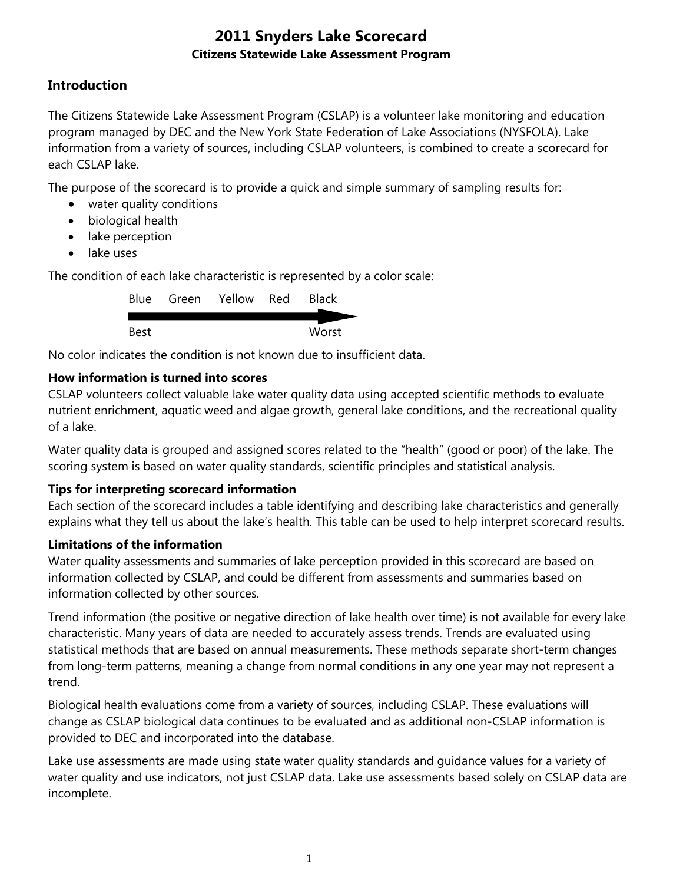# 2011 Snyders Lake Scorecard

**Citizens Statewide Lake Assessment Program**

## Introduction

The Citizens Statewide Lake Assessment Program (CSLAP) is a volunteer lake monitoring and education program managed by DEC and the New York State Federation of Lake Associations (NYSFOLA). Lake information from a variety of sources, including CSLAP volunteers, is combined to create a scorecard for each CSLAP lake.

The purpose of the scorecard is to provide a quick and simple summary of sampling results for:

- water quality conditions
- biological health
- lake perception
- lake uses

The condition of each lake characteristic is represented by a color scale:

Blue Green Yellow Red Black

Best → Worst

No color indicates the condition is not known due to insufficient data.

**How information is turned into scores**

CSLAP volunteers collect valuable lake water quality data using accepted scientific methods to evaluate nutrient enrichment, aquatic weed and algae growth, general lake conditions, and the recreational quality of a lake.

Water quality data is grouped and assigned scores related to the "health" (good or poor) of the lake. The scoring system is based on water quality standards, scientific principles and statistical analysis.

**Tips for interpreting scorecard information**

Each section of the scorecard includes a table identifying and describing lake characteristics and generally explains what they tell us about the lake's health. This table can be used to help interpret scorecard results.

**Limitations of the information**

Water quality assessments and summaries of lake perception provided in this scorecard are based on information collected by CSLAP, and could be different from assessments and summaries based on information collected by other sources.

Trend information (the positive or negative direction of lake health over time) is not available for every lake characteristic. Many years of data are needed to accurately assess trends. Trends are evaluated using statistical methods that are based on annual measurements. These methods separate short-term changes from long-term patterns, meaning a change from normal conditions in any one year may not represent a trend.

Biological health evaluations come from a variety of sources, including CSLAP. These evaluations will change as CSLAP biological data continues to be evaluated and as additional non-CSLAP information is provided to DEC and incorporated into the database.

Lake use assessments are made using state water quality standards and guidance values for a variety of water quality and use indicators, not just CSLAP data. Lake use assessments based solely on CSLAP data are incomplete.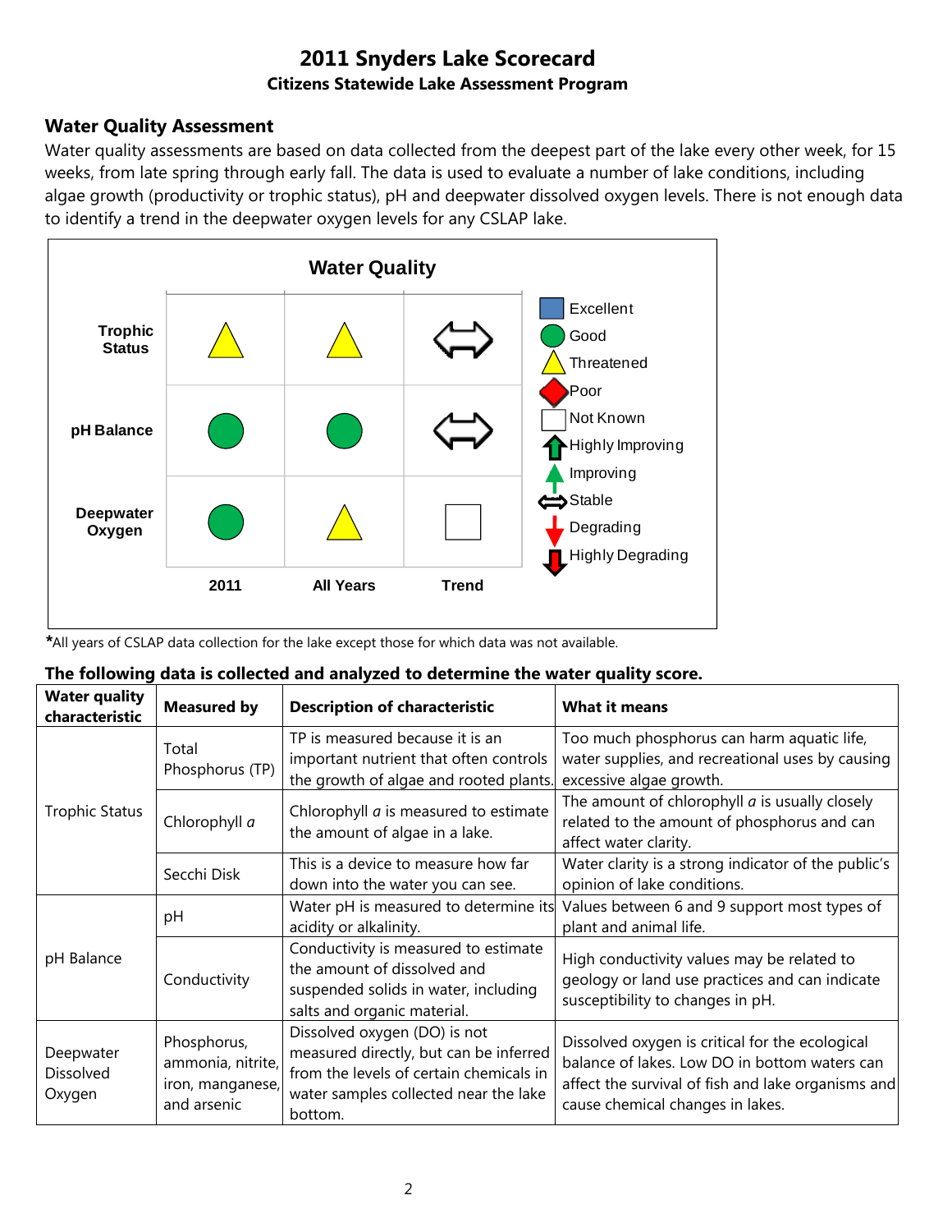# 2011 Snyders Lake Scorecard

**Citizens Statewide Lake Assessment Program**

## Water Quality Assessment

Water quality assessments are based on data collected from the deepest part of the lake every other week, for 15 weeks, from late spring through early fall. The data is used to evaluate a number of lake conditions, including algae growth (productivity or trophic status), pH and deepwater dissolved oxygen levels. There is not enough data to identify a trend in the deepwater oxygen levels for any CSLAP lake.

### Water Quality

| | 2011 | All Years | Trend |
|---|---|---|---|
| **Trophic Status** | Threatened | Threatened | Stable |
| **pH Balance** | Good | Good | Stable |
| **Deepwater Oxygen** | Good | Threatened | Not Known |

Legend: Excellent, Good, Threatened, Poor, Not Known, Highly Improving, Improving, Stable, Degrading, Highly Degrading

***All years of CSLAP data collection for the lake except those for which data was not available.**

**The following data is collected and analyzed to determine the water quality score.**

| Water quality characteristic | Measured by | Description of characteristic | What it means |
|---|---|---|---|
| Trophic Status | Total Phosphorus (TP) | TP is measured because it is an important nutrient that often controls the growth of algae and rooted plants. | Too much phosphorus can harm aquatic life, water supplies, and recreational uses by causing excessive algae growth. |
| | Chlorophyll *a* | Chlorophyll *a* is measured to estimate the amount of algae in a lake. | The amount of chlorophyll *a* is usually closely related to the amount of phosphorus and can affect water clarity. |
| | Secchi Disk | This is a device to measure how far down into the water you can see. | Water clarity is a strong indicator of the public's opinion of lake conditions. |
| pH Balance | pH | Water pH is measured to determine its acidity or alkalinity. | Values between 6 and 9 support most types of plant and animal life. |
| | Conductivity | Conductivity is measured to estimate the amount of dissolved and suspended solids in water, including salts and organic material. | High conductivity values may be related to geology or land use practices and can indicate susceptibility to changes in pH. |
| Deepwater Dissolved Oxygen | Phosphorus, ammonia, nitrite, iron, manganese, and arsenic | Dissolved oxygen (DO) is not measured directly, but can be inferred from the levels of certain chemicals in water samples collected near the lake bottom. | Dissolved oxygen is critical for the ecological balance of lakes. Low DO in bottom waters can affect the survival of fish and lake organisms and cause chemical changes in lakes. |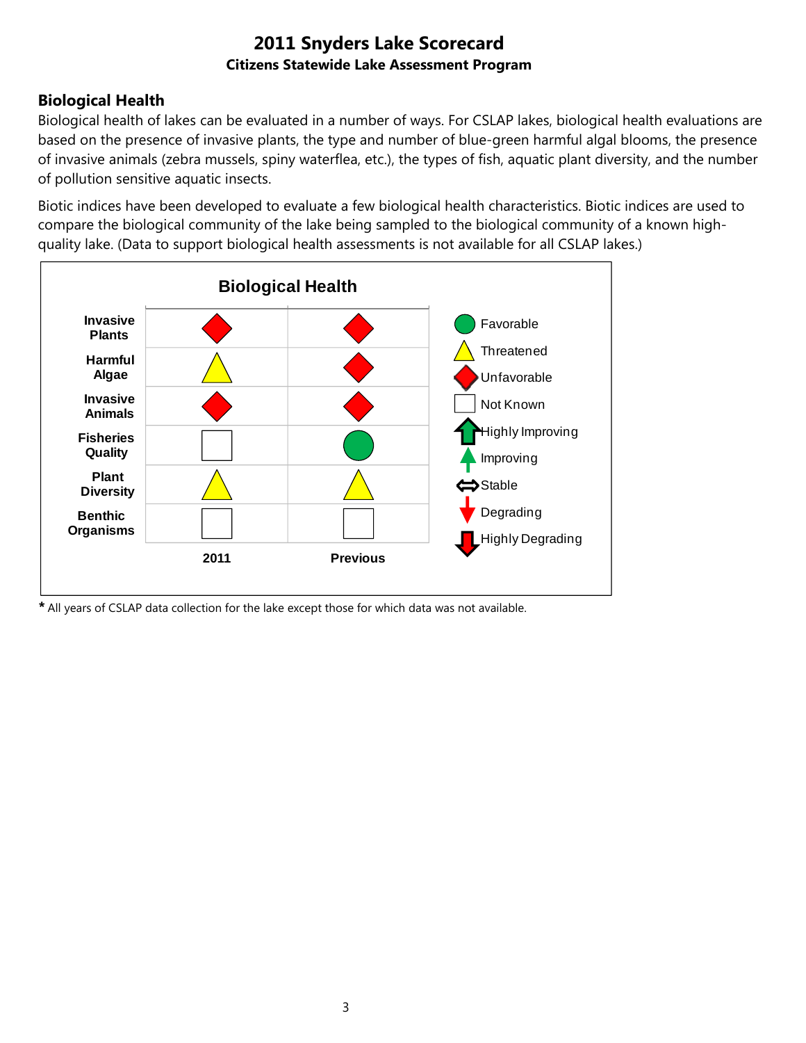# 2011 Snyders Lake Scorecard

**Citizens Statewide Lake Assessment Program**

## Biological Health

Biological health of lakes can be evaluated in a number of ways. For CSLAP lakes, biological health evaluations are based on the presence of invasive plants, the type and number of blue-green harmful algal blooms, the presence of invasive animals (zebra mussels, spiny waterflea, etc.), the types of fish, aquatic plant diversity, and the number of pollution sensitive aquatic insects.

Biotic indices have been developed to evaluate a few biological health characteristics. Biotic indices are used to compare the biological community of the lake being sampled to the biological community of a known high-quality lake. (Data to support biological health assessments is not available for all CSLAP lakes.)

### Biological Health

| | 2011 | Previous |
|---|---|---|
| Invasive Plants | Unfavorable | Unfavorable |
| Harmful Algae | Threatened | Unfavorable |
| Invasive Animals | Unfavorable | Unfavorable |
| Fisheries Quality | Not Known | Favorable |
| Plant Diversity | Threatened | Threatened |
| Benthic Organisms | Not Known | Not Known |

Legend: Favorable; Threatened; Unfavorable; Not Known; Highly Improving; Improving; Stable; Degrading; Highly Degrading

**\*** All years of CSLAP data collection for the lake except those for which data was not available.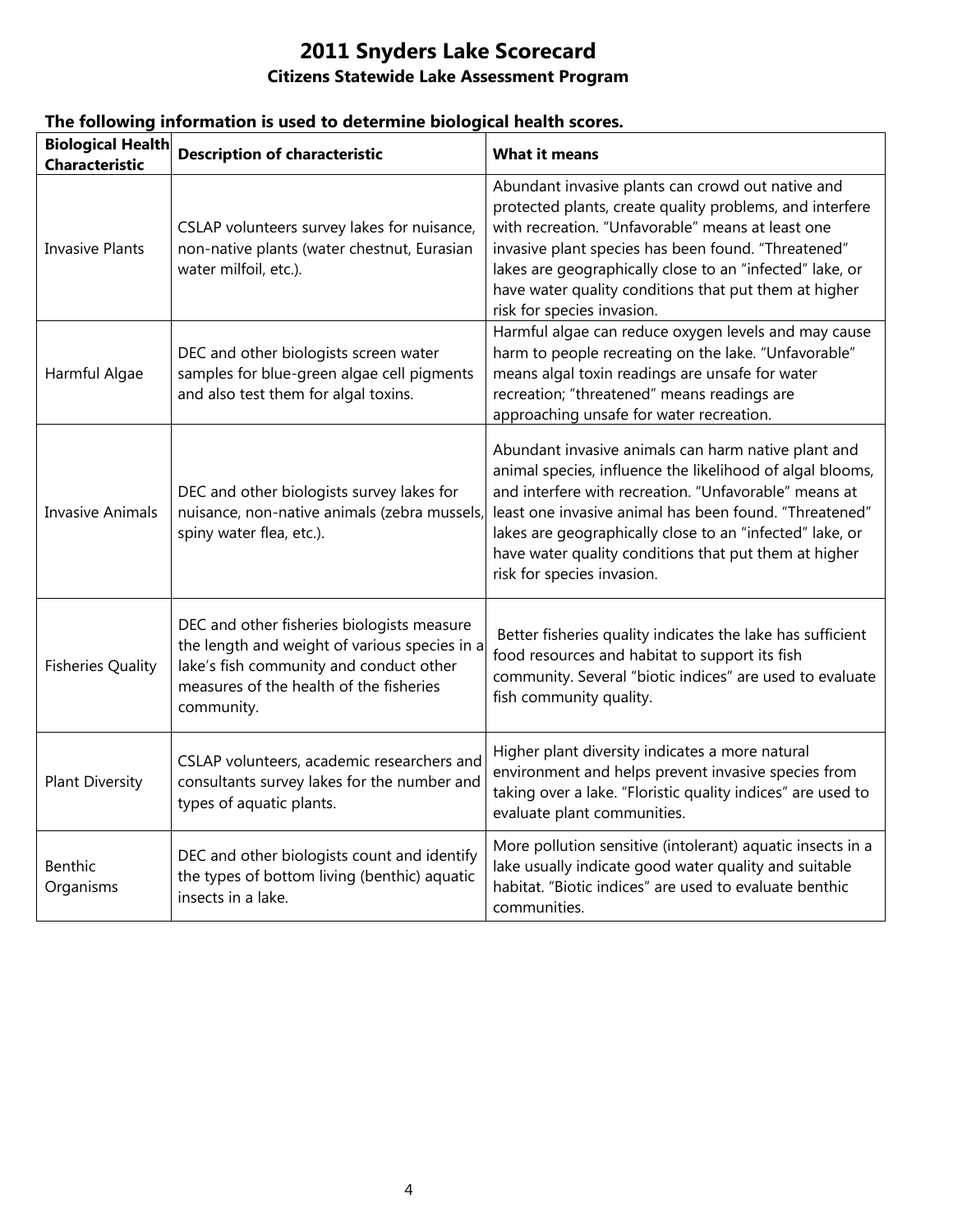# 2011 Snyders Lake Scorecard

## Citizens Statewide Lake Assessment Program

**The following information is used to determine biological health scores.**

| Biological Health Characteristic | Description of characteristic | What it means |
| --- | --- | --- |
| Invasive Plants | CSLAP volunteers survey lakes for nuisance, non-native plants (water chestnut, Eurasian water milfoil, etc.). | Abundant invasive plants can crowd out native and protected plants, create quality problems, and interfere with recreation. "Unfavorable" means at least one invasive plant species has been found. "Threatened" lakes are geographically close to an "infected" lake, or have water quality conditions that put them at higher risk for species invasion. |
| Harmful Algae | DEC and other biologists screen water samples for blue-green algae cell pigments and also test them for algal toxins. | Harmful algae can reduce oxygen levels and may cause harm to people recreating on the lake. "Unfavorable" means algal toxin readings are unsafe for water recreation; "threatened" means readings are approaching unsafe for water recreation. |
| Invasive Animals | DEC and other biologists survey lakes for nuisance, non-native animals (zebra mussels, spiny water flea, etc.). | Abundant invasive animals can harm native plant and animal species, influence the likelihood of algal blooms, and interfere with recreation. "Unfavorable" means at least one invasive animal has been found. "Threatened" lakes are geographically close to an "infected" lake, or have water quality conditions that put them at higher risk for species invasion. |
| Fisheries Quality | DEC and other fisheries biologists measure the length and weight of various species in a lake's fish community and conduct other measures of the health of the fisheries community. | Better fisheries quality indicates the lake has sufficient food resources and habitat to support its fish community. Several "biotic indices" are used to evaluate fish community quality. |
| Plant Diversity | CSLAP volunteers, academic researchers and consultants survey lakes for the number and types of aquatic plants. | Higher plant diversity indicates a more natural environment and helps prevent invasive species from taking over a lake. "Floristic quality indices" are used to evaluate plant communities. |
| Benthic Organisms | DEC and other biologists count and identify the types of bottom living (benthic) aquatic insects in a lake. | More pollution sensitive (intolerant) aquatic insects in a lake usually indicate good water quality and suitable habitat. "Biotic indices" are used to evaluate benthic communities. |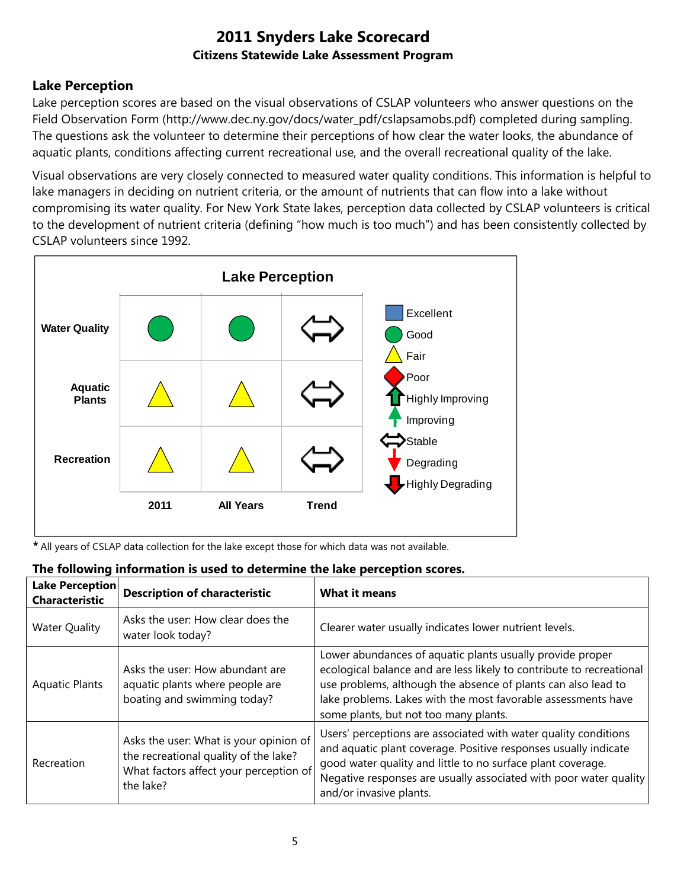# 2011 Snyders Lake Scorecard

**Citizens Statewide Lake Assessment Program**

## Lake Perception

Lake perception scores are based on the visual observations of CSLAP volunteers who answer questions on the Field Observation Form (http://www.dec.ny.gov/docs/water_pdf/cslapsamobs.pdf) completed during sampling. The questions ask the volunteer to determine their perceptions of how clear the water looks, the abundance of aquatic plants, conditions affecting current recreational use, and the overall recreational quality of the lake.

Visual observations are very closely connected to measured water quality conditions. This information is helpful to lake managers in deciding on nutrient criteria, or the amount of nutrients that can flow into a lake without compromising its water quality. For New York State lakes, perception data collected by CSLAP volunteers is critical to the development of nutrient criteria (defining "how much is too much") and has been consistently collected by CSLAP volunteers since 1992.

**Lake Perception**

| | 2011 | All Years | Trend |
|---|---|---|---|
| Water Quality | Good | Good | Stable |
| Aquatic Plants | Fair | Fair | Stable |
| Recreation | Fair | Fair | Stable |

Legend: Excellent, Good, Fair, Poor, Highly Improving, Improving, Stable, Degrading, Highly Degrading

* All years of CSLAP data collection for the lake except those for which data was not available.

**The following information is used to determine the lake perception scores.**

| Lake Perception Characteristic | Description of characteristic | What it means |
|---|---|---|
| Water Quality | Asks the user: How clear does the water look today? | Clearer water usually indicates lower nutrient levels. |
| Aquatic Plants | Asks the user: How abundant are aquatic plants where people are boating and swimming today? | Lower abundances of aquatic plants usually provide proper ecological balance and are less likely to contribute to recreational use problems, although the absence of plants can also lead to lake problems. Lakes with the most favorable assessments have some plants, but not too many plants. |
| Recreation | Asks the user: What is your opinion of the recreational quality of the lake? What factors affect your perception of the lake? | Users' perceptions are associated with water quality conditions and aquatic plant coverage. Positive responses usually indicate good water quality and little to no surface plant coverage. Negative responses are usually associated with poor water quality and/or invasive plants. |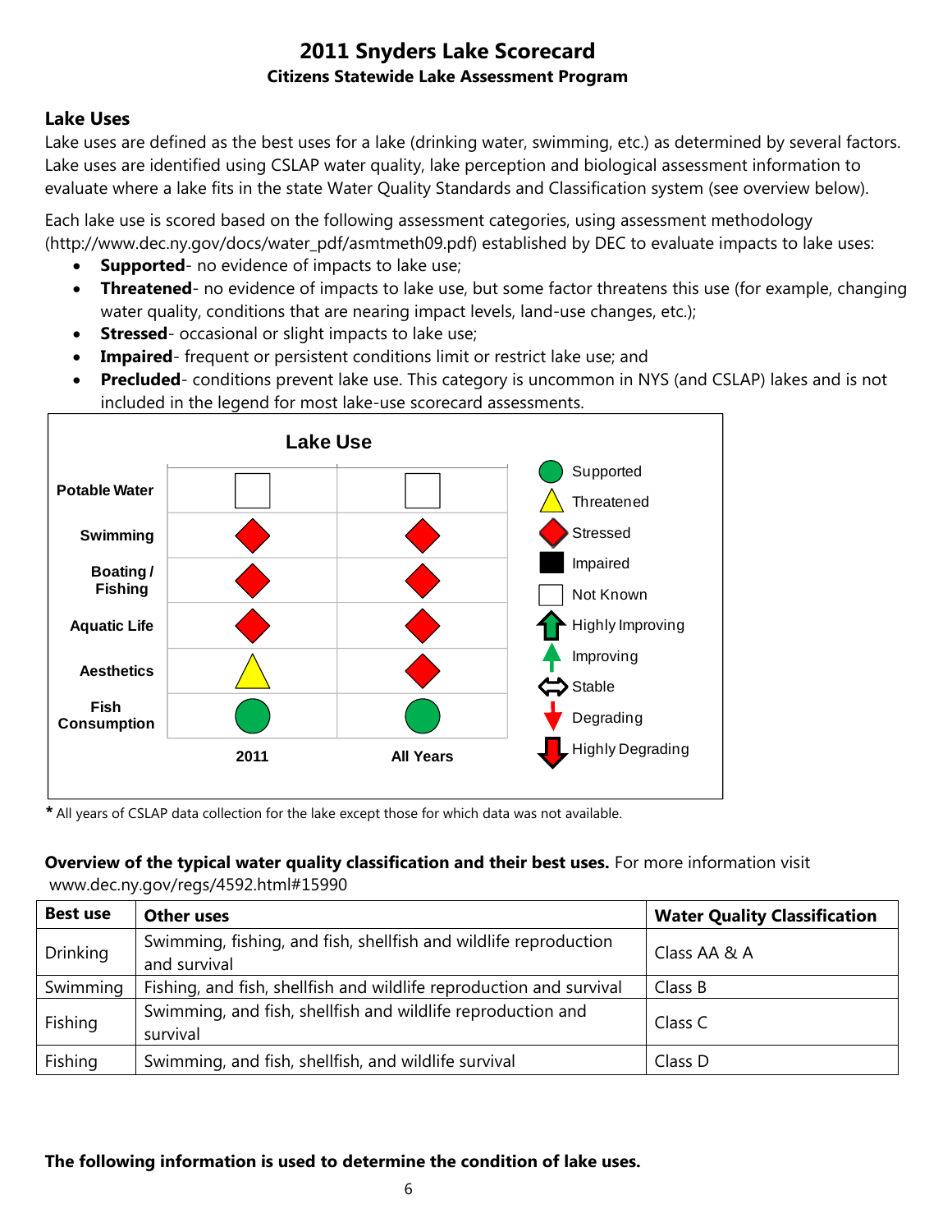# 2011 Snyders Lake Scorecard

**Citizens Statewide Lake Assessment Program**

## Lake Uses

Lake uses are defined as the best uses for a lake (drinking water, swimming, etc.) as determined by several factors. Lake uses are identified using CSLAP water quality, lake perception and biological assessment information to evaluate where a lake fits in the state Water Quality Standards and Classification system (see overview below).

Each lake use is scored based on the following assessment categories, using assessment methodology (http://www.dec.ny.gov/docs/water_pdf/asmtmeth09.pdf) established by DEC to evaluate impacts to lake uses:

- **Supported**- no evidence of impacts to lake use;
- **Threatened**- no evidence of impacts to lake use, but some factor threatens this use (for example, changing water quality, conditions that are nearing impact levels, land-use changes, etc.);
- **Stressed**- occasional or slight impacts to lake use;
- **Impaired**- frequent or persistent conditions limit or restrict lake use; and
- **Precluded**- conditions prevent lake use. This category is uncommon in NYS (and CSLAP) lakes and is not included in the legend for most lake-use scorecard assessments.

**Lake Use**

| | 2011 | All Years |
|---|---|---|
| Potable Water | Not Known | Not Known |
| Swimming | Stressed | Stressed |
| Boating / Fishing | Stressed | Stressed |
| Aquatic Life | Stressed | Stressed |
| Aesthetics | Threatened | Stressed |
| Fish Consumption | Supported | Supported |

Legend: Supported; Threatened; Stressed; Impaired; Not Known; Highly Improving; Improving; Stable; Degrading; Highly Degrading

* All years of CSLAP data collection for the lake except those for which data was not available.

**Overview of the typical water quality classification and their best uses.** For more information visit www.dec.ny.gov/regs/4592.html#15990

| Best use | Other uses | Water Quality Classification |
|---|---|---|
| Drinking | Swimming, fishing, and fish, shellfish and wildlife reproduction and survival | Class AA & A |
| Swimming | Fishing, and fish, shellfish and wildlife reproduction and survival | Class B |
| Fishing | Swimming, and fish, shellfish and wildlife reproduction and survival | Class C |
| Fishing | Swimming, and fish, shellfish, and wildlife survival | Class D |

**The following information is used to determine the condition of lake uses.**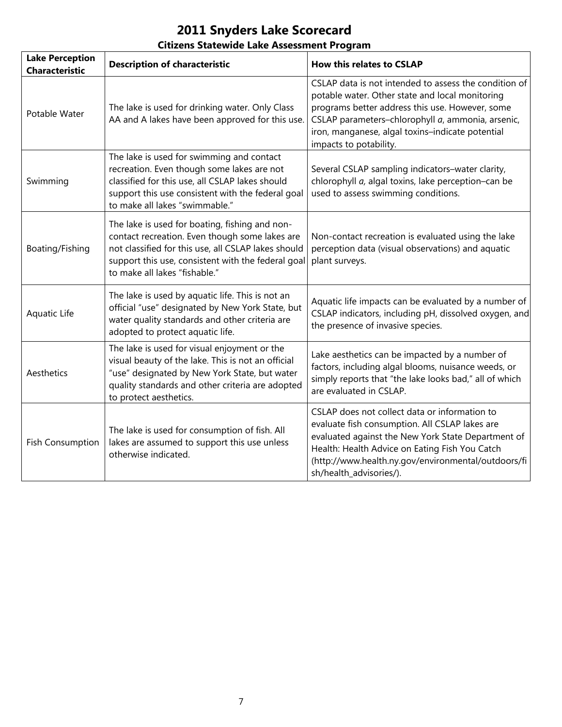# 2011 Snyders Lake Scorecard

### Citizens Statewide Lake Assessment Program

| Lake Perception Characteristic | Description of characteristic | How this relates to CSLAP |
|---|---|---|
| Potable Water | The lake is used for drinking water. Only Class AA and A lakes have been approved for this use. | CSLAP data is not intended to assess the condition of potable water. Other state and local monitoring programs better address this use. However, some CSLAP parameters–chlorophyll *a*, ammonia, arsenic, iron, manganese, algal toxins–indicate potential impacts to potability. |
| Swimming | The lake is used for swimming and contact recreation. Even though some lakes are not classified for this use, all CSLAP lakes should support this use consistent with the federal goal to make all lakes "swimmable." | Several CSLAP sampling indicators–water clarity, chlorophyll *a*, algal toxins, lake perception–can be used to assess swimming conditions. |
| Boating/Fishing | The lake is used for boating, fishing and non-contact recreation. Even though some lakes are not classified for this use, all CSLAP lakes should support this use, consistent with the federal goal to make all lakes "fishable." | Non-contact recreation is evaluated using the lake perception data (visual observations) and aquatic plant surveys. |
| Aquatic Life | The lake is used by aquatic life. This is not an official "use" designated by New York State, but water quality standards and other criteria are adopted to protect aquatic life. | Aquatic life impacts can be evaluated by a number of CSLAP indicators, including pH, dissolved oxygen, and the presence of invasive species. |
| Aesthetics | The lake is used for visual enjoyment or the visual beauty of the lake. This is not an official "use" designated by New York State, but water quality standards and other criteria are adopted to protect aesthetics. | Lake aesthetics can be impacted by a number of factors, including algal blooms, nuisance weeds, or simply reports that "the lake looks bad," all of which are evaluated in CSLAP. |
| Fish Consumption | The lake is used for consumption of fish. All lakes are assumed to support this use unless otherwise indicated. | CSLAP does not collect data or information to evaluate fish consumption. All CSLAP lakes are evaluated against the New York State Department of Health: Health Advice on Eating Fish You Catch (http://www.health.ny.gov/environmental/outdoors/fish/health_advisories/). |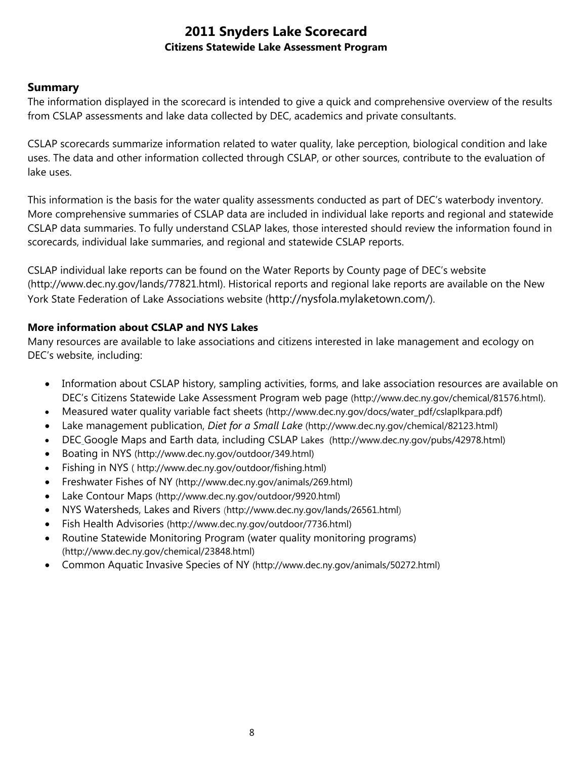# 2011 Snyders Lake Scorecard

**Citizens Statewide Lake Assessment Program**

## Summary

The information displayed in the scorecard is intended to give a quick and comprehensive overview of the results from CSLAP assessments and lake data collected by DEC, academics and private consultants.

CSLAP scorecards summarize information related to water quality, lake perception, biological condition and lake uses. The data and other information collected through CSLAP, or other sources, contribute to the evaluation of lake uses.

This information is the basis for the water quality assessments conducted as part of DEC's waterbody inventory. More comprehensive summaries of CSLAP data are included in individual lake reports and regional and statewide CSLAP data summaries. To fully understand CSLAP lakes, those interested should review the information found in scorecards, individual lake summaries, and regional and statewide CSLAP reports.

CSLAP individual lake reports can be found on the Water Reports by County page of DEC's website (http://www.dec.ny.gov/lands/77821.html). Historical reports and regional lake reports are available on the New York State Federation of Lake Associations website (http://nysfola.mylaketown.com/).

### More information about CSLAP and NYS Lakes

Many resources are available to lake associations and citizens interested in lake management and ecology on DEC's website, including:

- Information about CSLAP history, sampling activities, forms, and lake association resources are available on DEC's Citizens Statewide Lake Assessment Program web page (http://www.dec.ny.gov/chemical/81576.html).
- Measured water quality variable fact sheets (http://www.dec.ny.gov/docs/water_pdf/cslaplkpara.pdf)
- Lake management publication, *Diet for a Small Lake* (http://www.dec.ny.gov/chemical/82123.html)
- DEC Google Maps and Earth data, including CSLAP Lakes (http://www.dec.ny.gov/pubs/42978.html)
- Boating in NYS (http://www.dec.ny.gov/outdoor/349.html)
- Fishing in NYS ( http://www.dec.ny.gov/outdoor/fishing.html)
- Freshwater Fishes of NY (http://www.dec.ny.gov/animals/269.html)
- Lake Contour Maps (http://www.dec.ny.gov/outdoor/9920.html)
- NYS Watersheds, Lakes and Rivers (http://www.dec.ny.gov/lands/26561.html)
- Fish Health Advisories (http://www.dec.ny.gov/outdoor/7736.html)
- Routine Statewide Monitoring Program (water quality monitoring programs) (http://www.dec.ny.gov/chemical/23848.html)
- Common Aquatic Invasive Species of NY (http://www.dec.ny.gov/animals/50272.html)